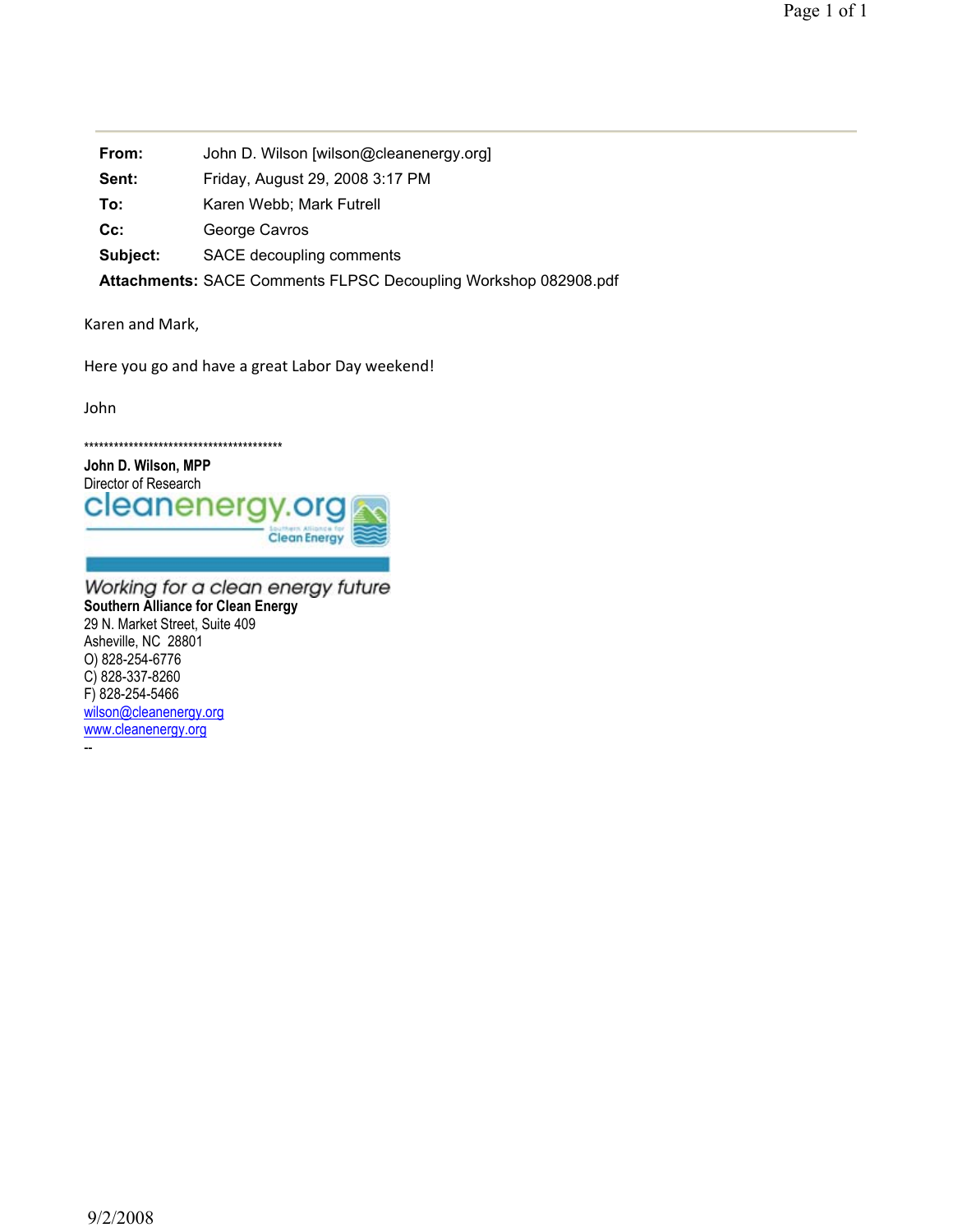| | |
|---|---|
| **From:** | John D. Wilson [wilson@cleanenergy.org] |
| **Sent:** | Friday, August 29, 2008 3:17 PM |
| **To:** | Karen Webb; Mark Futrell |
| **Cc:** | George Cavros |
| **Subject:** | SACE decoupling comments |
| **Attachments:** | SACE Comments FLPSC Decoupling Workshop 082908.pdf |

Karen and Mark,

Here you go and have a great Labor Day weekend!

John

******************************************

**John D. Wilson, MPP**
Director of Research

cleanenergy.org
Southern Alliance for Clean Energy

*Working for a clean energy future*

**Southern Alliance for Clean Energy**
29 N. Market Street, Suite 409
Asheville, NC 28801
O) 828-254-6776
C) 828-337-8260
F) 828-254-5466
wilson@cleanenergy.org
www.cleanenergy.org
--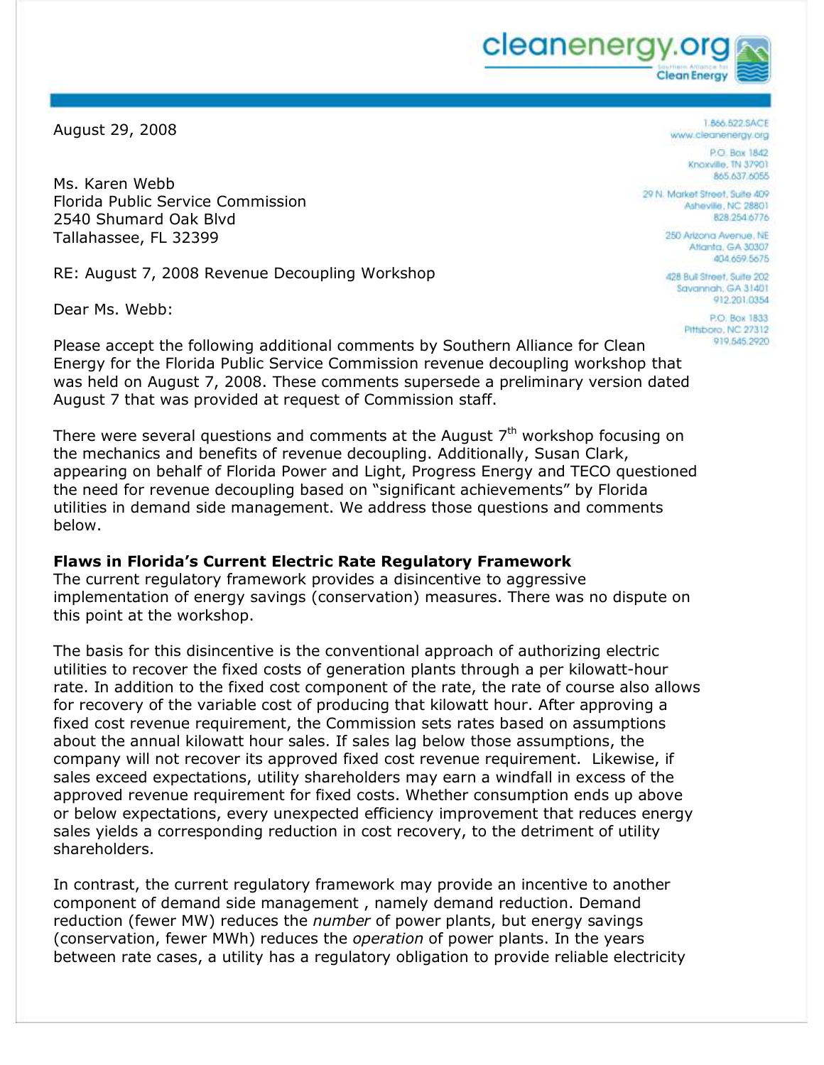August 29, 2008

Ms. Karen Webb
Florida Public Service Commission
2540 Shumard Oak Blvd
Tallahassee, FL 32399

RE: August 7, 2008 Revenue Decoupling Workshop

Dear Ms. Webb:

Please accept the following additional comments by Southern Alliance for Clean Energy for the Florida Public Service Commission revenue decoupling workshop that was held on August 7, 2008. These comments supersede a preliminary version dated August 7 that was provided at request of Commission staff.

There were several questions and comments at the August 7th workshop focusing on the mechanics and benefits of revenue decoupling. Additionally, Susan Clark, appearing on behalf of Florida Power and Light, Progress Energy and TECO questioned the need for revenue decoupling based on "significant achievements" by Florida utilities in demand side management. We address those questions and comments below.

**Flaws in Florida's Current Electric Rate Regulatory Framework**

The current regulatory framework provides a disincentive to aggressive implementation of energy savings (conservation) measures. There was no dispute on this point at the workshop.

The basis for this disincentive is the conventional approach of authorizing electric utilities to recover the fixed costs of generation plants through a per kilowatt-hour rate. In addition to the fixed cost component of the rate, the rate of course also allows for recovery of the variable cost of producing that kilowatt hour. After approving a fixed cost revenue requirement, the Commission sets rates based on assumptions about the annual kilowatt hour sales. If sales lag below those assumptions, the company will not recover its approved fixed cost revenue requirement. Likewise, if sales exceed expectations, utility shareholders may earn a windfall in excess of the approved revenue requirement for fixed costs. Whether consumption ends up above or below expectations, every unexpected efficiency improvement that reduces energy sales yields a corresponding reduction in cost recovery, to the detriment of utility shareholders.

In contrast, the current regulatory framework may provide an incentive to another component of demand side management , namely demand reduction. Demand reduction (fewer MW) reduces the *number* of power plants, but energy savings (conservation, fewer MWh) reduces the *operation* of power plants. In the years between rate cases, a utility has a regulatory obligation to provide reliable electricity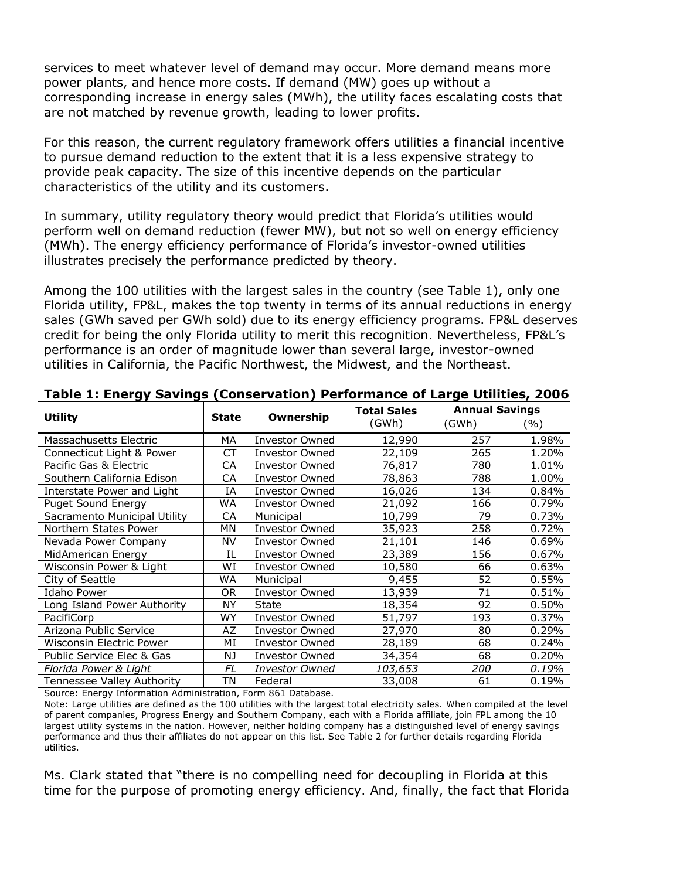services to meet whatever level of demand may occur. More demand means more power plants, and hence more costs. If demand (MW) goes up without a corresponding increase in energy sales (MWh), the utility faces escalating costs that are not matched by revenue growth, leading to lower profits.

For this reason, the current regulatory framework offers utilities a financial incentive to pursue demand reduction to the extent that it is a less expensive strategy to provide peak capacity. The size of this incentive depends on the particular characteristics of the utility and its customers.

In summary, utility regulatory theory would predict that Florida's utilities would perform well on demand reduction (fewer MW), but not so well on energy efficiency (MWh). The energy efficiency performance of Florida's investor-owned utilities illustrates precisely the performance predicted by theory.

Among the 100 utilities with the largest sales in the country (see Table 1), only one Florida utility, FP&L, makes the top twenty in terms of its annual reductions in energy sales (GWh saved per GWh sold) due to its energy efficiency programs. FP&L deserves credit for being the only Florida utility to merit this recognition. Nevertheless, FP&L's performance is an order of magnitude lower than several large, investor-owned utilities in California, the Pacific Northwest, the Midwest, and the Northeast.

**Table 1: Energy Savings (Conservation) Performance of Large Utilities, 2006**

| Utility | State | Ownership | Total Sales (GWh) | Annual Savings | |
|---|---|---|---|---|---|
| | | | | (GWh) | (%) |
| Massachusetts Electric | MA | Investor Owned | 12,990 | 257 | 1.98% |
| Connecticut Light & Power | CT | Investor Owned | 22,109 | 265 | 1.20% |
| Pacific Gas & Electric | CA | Investor Owned | 76,817 | 780 | 1.01% |
| Southern California Edison | CA | Investor Owned | 78,863 | 788 | 1.00% |
| Interstate Power and Light | IA | Investor Owned | 16,026 | 134 | 0.84% |
| Puget Sound Energy | WA | Investor Owned | 21,092 | 166 | 0.79% |
| Sacramento Municipal Utility | CA | Municipal | 10,799 | 79 | 0.73% |
| Northern States Power | MN | Investor Owned | 35,923 | 258 | 0.72% |
| Nevada Power Company | NV | Investor Owned | 21,101 | 146 | 0.69% |
| MidAmerican Energy | IL | Investor Owned | 23,389 | 156 | 0.67% |
| Wisconsin Power & Light | WI | Investor Owned | 10,580 | 66 | 0.63% |
| City of Seattle | WA | Municipal | 9,455 | 52 | 0.55% |
| Idaho Power | OR | Investor Owned | 13,939 | 71 | 0.51% |
| Long Island Power Authority | NY | State | 18,354 | 92 | 0.50% |
| PacifiCorp | WY | Investor Owned | 51,797 | 193 | 0.37% |
| Arizona Public Service | AZ | Investor Owned | 27,970 | 80 | 0.29% |
| Wisconsin Electric Power | MI | Investor Owned | 28,189 | 68 | 0.24% |
| Public Service Elec & Gas | NJ | Investor Owned | 34,354 | 68 | 0.20% |
| *Florida Power & Light* | *FL* | *Investor Owned* | *103,653* | *200* | *0.19%* |
| Tennessee Valley Authority | TN | Federal | 33,008 | 61 | 0.19% |

Source: Energy Information Administration, Form 861 Database.

Note: Large utilities are defined as the 100 utilities with the largest total electricity sales. When compiled at the level of parent companies, Progress Energy and Southern Company, each with a Florida affiliate, join FPL among the 10 largest utility systems in the nation. However, neither holding company has a distinguished level of energy savings performance and thus their affiliates do not appear on this list. See Table 2 for further details regarding Florida utilities.

Ms. Clark stated that "there is no compelling need for decoupling in Florida at this time for the purpose of promoting energy efficiency. And, finally, the fact that Florida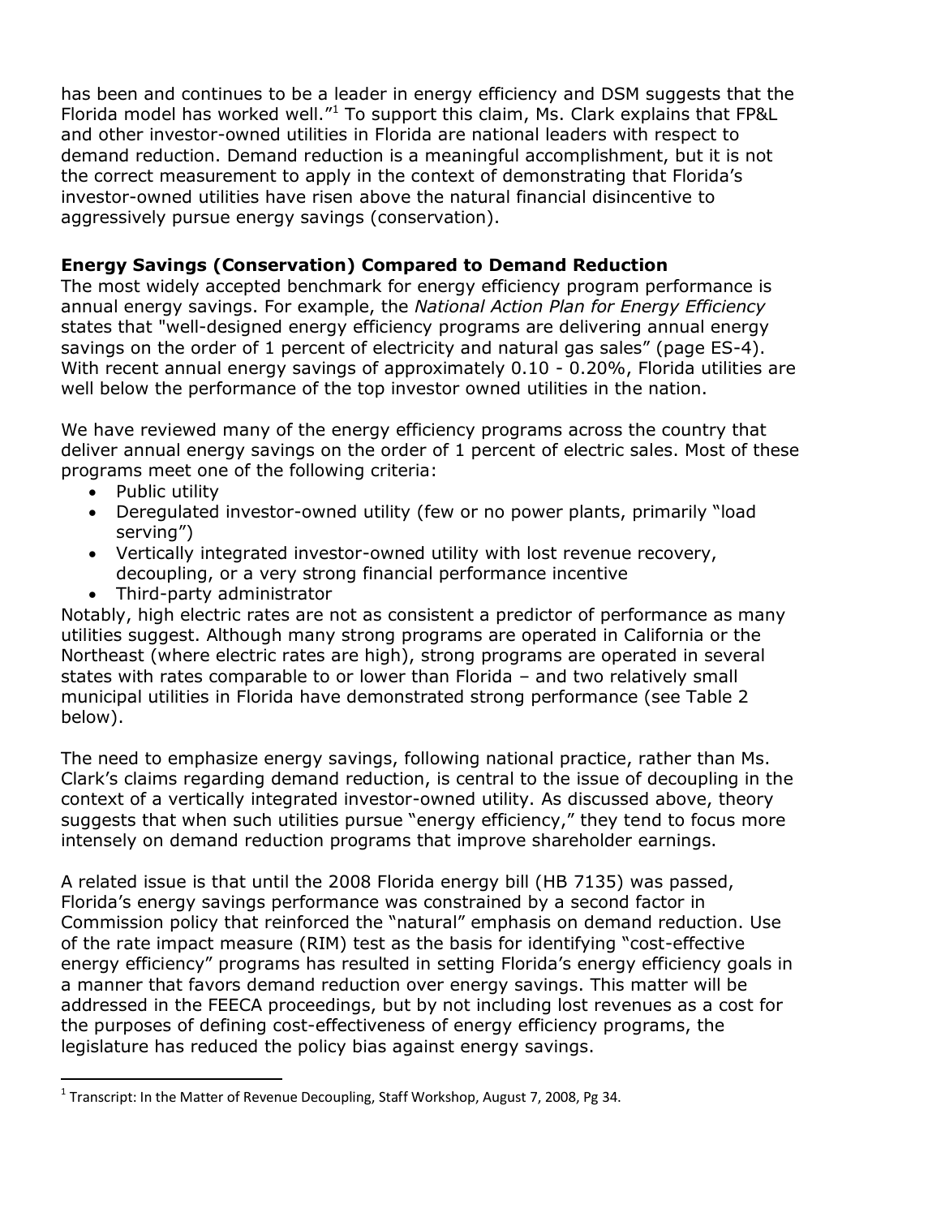has been and continues to be a leader in energy efficiency and DSM suggests that the Florida model has worked well."[1] To support this claim, Ms. Clark explains that FP&L and other investor-owned utilities in Florida are national leaders with respect to demand reduction. Demand reduction is a meaningful accomplishment, but it is not the correct measurement to apply in the context of demonstrating that Florida's investor-owned utilities have risen above the natural financial disincentive to aggressively pursue energy savings (conservation).

**Energy Savings (Conservation) Compared to Demand Reduction**

The most widely accepted benchmark for energy efficiency program performance is annual energy savings. For example, the *National Action Plan for Energy Efficiency* states that "well-designed energy efficiency programs are delivering annual energy savings on the order of 1 percent of electricity and natural gas sales" (page ES-4). With recent annual energy savings of approximately 0.10 - 0.20%, Florida utilities are well below the performance of the top investor owned utilities in the nation.

We have reviewed many of the energy efficiency programs across the country that deliver annual energy savings on the order of 1 percent of electric sales. Most of these programs meet one of the following criteria:

- Public utility
- Deregulated investor-owned utility (few or no power plants, primarily "load serving")
- Vertically integrated investor-owned utility with lost revenue recovery, decoupling, or a very strong financial performance incentive
- Third-party administrator

Notably, high electric rates are not as consistent a predictor of performance as many utilities suggest. Although many strong programs are operated in California or the Northeast (where electric rates are high), strong programs are operated in several states with rates comparable to or lower than Florida – and two relatively small municipal utilities in Florida have demonstrated strong performance (see Table 2 below).

The need to emphasize energy savings, following national practice, rather than Ms. Clark's claims regarding demand reduction, is central to the issue of decoupling in the context of a vertically integrated investor-owned utility. As discussed above, theory suggests that when such utilities pursue "energy efficiency," they tend to focus more intensely on demand reduction programs that improve shareholder earnings.

A related issue is that until the 2008 Florida energy bill (HB 7135) was passed, Florida's energy savings performance was constrained by a second factor in Commission policy that reinforced the "natural" emphasis on demand reduction. Use of the rate impact measure (RIM) test as the basis for identifying "cost-effective energy efficiency" programs has resulted in setting Florida's energy efficiency goals in a manner that favors demand reduction over energy savings. This matter will be addressed in the FEECA proceedings, but by not including lost revenues as a cost for the purposes of defining cost-effectiveness of energy efficiency programs, the legislature has reduced the policy bias against energy savings.

[1] Transcript: In the Matter of Revenue Decoupling, Staff Workshop, August 7, 2008, Pg 34.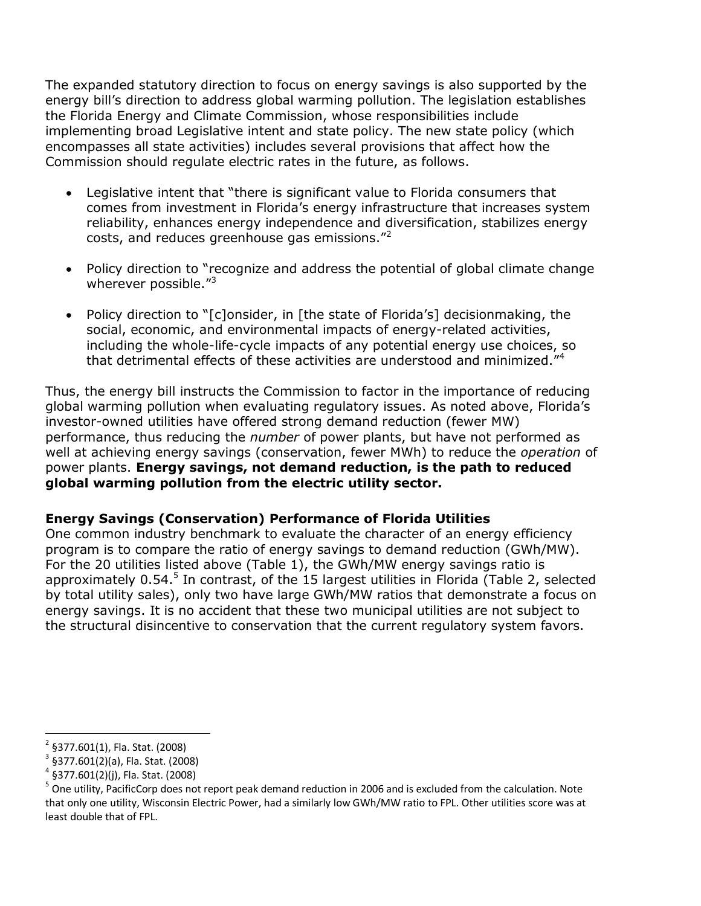The expanded statutory direction to focus on energy savings is also supported by the energy bill's direction to address global warming pollution. The legislation establishes the Florida Energy and Climate Commission, whose responsibilities include implementing broad Legislative intent and state policy. The new state policy (which encompasses all state activities) includes several provisions that affect how the Commission should regulate electric rates in the future, as follows.

- Legislative intent that "there is significant value to Florida consumers that comes from investment in Florida's energy infrastructure that increases system reliability, enhances energy independence and diversification, stabilizes energy costs, and reduces greenhouse gas emissions."[2]

- Policy direction to "recognize and address the potential of global climate change wherever possible."[3]

- Policy direction to "[c]onsider, in [the state of Florida's] decisionmaking, the social, economic, and environmental impacts of energy-related activities, including the whole-life-cycle impacts of any potential energy use choices, so that detrimental effects of these activities are understood and minimized."[4]

Thus, the energy bill instructs the Commission to factor in the importance of reducing global warming pollution when evaluating regulatory issues. As noted above, Florida's investor-owned utilities have offered strong demand reduction (fewer MW) performance, thus reducing the *number* of power plants, but have not performed as well at achieving energy savings (conservation, fewer MWh) to reduce the *operation* of power plants. **Energy savings, not demand reduction, is the path to reduced global warming pollution from the electric utility sector.**

### Energy Savings (Conservation) Performance of Florida Utilities

One common industry benchmark to evaluate the character of an energy efficiency program is to compare the ratio of energy savings to demand reduction (GWh/MW). For the 20 utilities listed above (Table 1), the GWh/MW energy savings ratio is approximately 0.54.[5] In contrast, of the 15 largest utilities in Florida (Table 2, selected by total utility sales), only two have large GWh/MW ratios that demonstrate a focus on energy savings. It is no accident that these two municipal utilities are not subject to the structural disincentive to conservation that the current regulatory system favors.

---

[2] §377.601(1), Fla. Stat. (2008)

[3] §377.601(2)(a), Fla. Stat. (2008)

[4] §377.601(2)(j), Fla. Stat. (2008)

[5] One utility, PacificCorp does not report peak demand reduction in 2006 and is excluded from the calculation. Note that only one utility, Wisconsin Electric Power, had a similarly low GWh/MW ratio to FPL. Other utilities score was at least double that of FPL.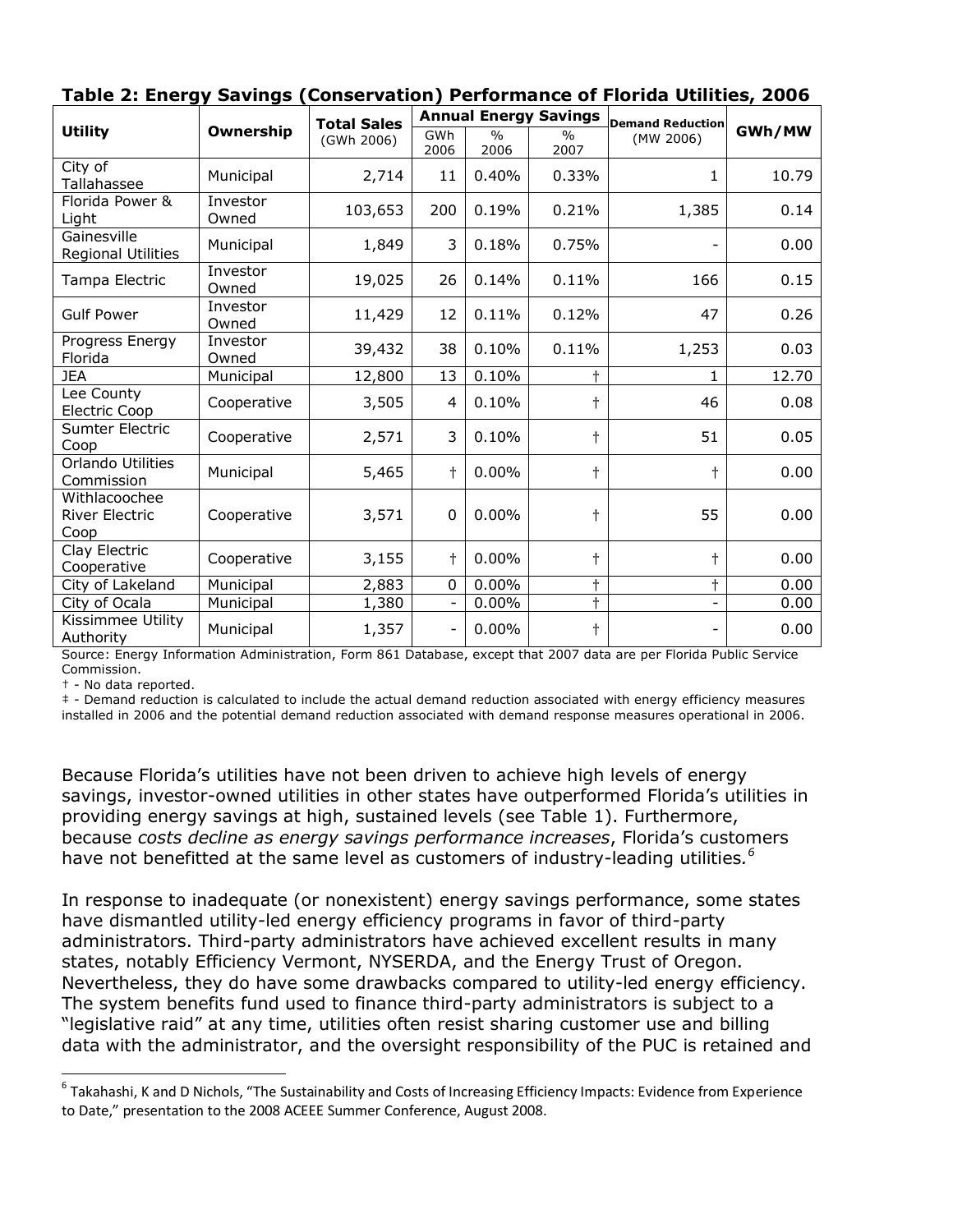**Table 2: Energy Savings (Conservation) Performance of Florida Utilities, 2006**

| Utility | Ownership | Total Sales (GWh 2006) | Annual Energy Savings | | | Demand Reduction (MW 2006) | GWh/MW |
|---|---|---|---|---|---|---|---|
| | | | GWh 2006 | % 2006 | % 2007 | | |
| City of Tallahassee | Municipal | 2,714 | 11 | 0.40% | 0.33% | 1 | 10.79 |
| Florida Power & Light | Investor Owned | 103,653 | 200 | 0.19% | 0.21% | 1,385 | 0.14 |
| Gainesville Regional Utilities | Municipal | 1,849 | 3 | 0.18% | 0.75% | - | 0.00 |
| Tampa Electric | Investor Owned | 19,025 | 26 | 0.14% | 0.11% | 166 | 0.15 |
| Gulf Power | Investor Owned | 11,429 | 12 | 0.11% | 0.12% | 47 | 0.26 |
| Progress Energy Florida | Investor Owned | 39,432 | 38 | 0.10% | 0.11% | 1,253 | 0.03 |
| JEA | Municipal | 12,800 | 13 | 0.10% | † | 1 | 12.70 |
| Lee County Electric Coop | Cooperative | 3,505 | 4 | 0.10% | † | 46 | 0.08 |
| Sumter Electric Coop | Cooperative | 2,571 | 3 | 0.10% | † | 51 | 0.05 |
| Orlando Utilities Commission | Municipal | 5,465 | † | 0.00% | † | † | 0.00 |
| Withlacoochee River Electric Coop | Cooperative | 3,571 | 0 | 0.00% | † | 55 | 0.00 |
| Clay Electric Cooperative | Cooperative | 3,155 | † | 0.00% | † | † | 0.00 |
| City of Lakeland | Municipal | 2,883 | 0 | 0.00% | † | † | 0.00 |
| City of Ocala | Municipal | 1,380 | - | 0.00% | † | - | 0.00 |
| Kissimmee Utility Authority | Municipal | 1,357 | - | 0.00% | † | - | 0.00 |

Source: Energy Information Administration, Form 861 Database, except that 2007 data are per Florida Public Service Commission.

† - No data reported.

‡ - Demand reduction is calculated to include the actual demand reduction associated with energy efficiency measures installed in 2006 and the potential demand reduction associated with demand response measures operational in 2006.

Because Florida's utilities have not been driven to achieve high levels of energy savings, investor-owned utilities in other states have outperformed Florida's utilities in providing energy savings at high, sustained levels (see Table 1). Furthermore, because *costs decline as energy savings performance increases*, Florida's customers have not benefitted at the same level as customers of industry-leading utilities.[6]

In response to inadequate (or nonexistent) energy savings performance, some states have dismantled utility-led energy efficiency programs in favor of third-party administrators. Third-party administrators have achieved excellent results in many states, notably Efficiency Vermont, NYSERDA, and the Energy Trust of Oregon. Nevertheless, they do have some drawbacks compared to utility-led energy efficiency. The system benefits fund used to finance third-party administrators is subject to a "legislative raid" at any time, utilities often resist sharing customer use and billing data with the administrator, and the oversight responsibility of the PUC is retained and

[6] Takahashi, K and D Nichols, "The Sustainability and Costs of Increasing Efficiency Impacts: Evidence from Experience to Date," presentation to the 2008 ACEEE Summer Conference, August 2008.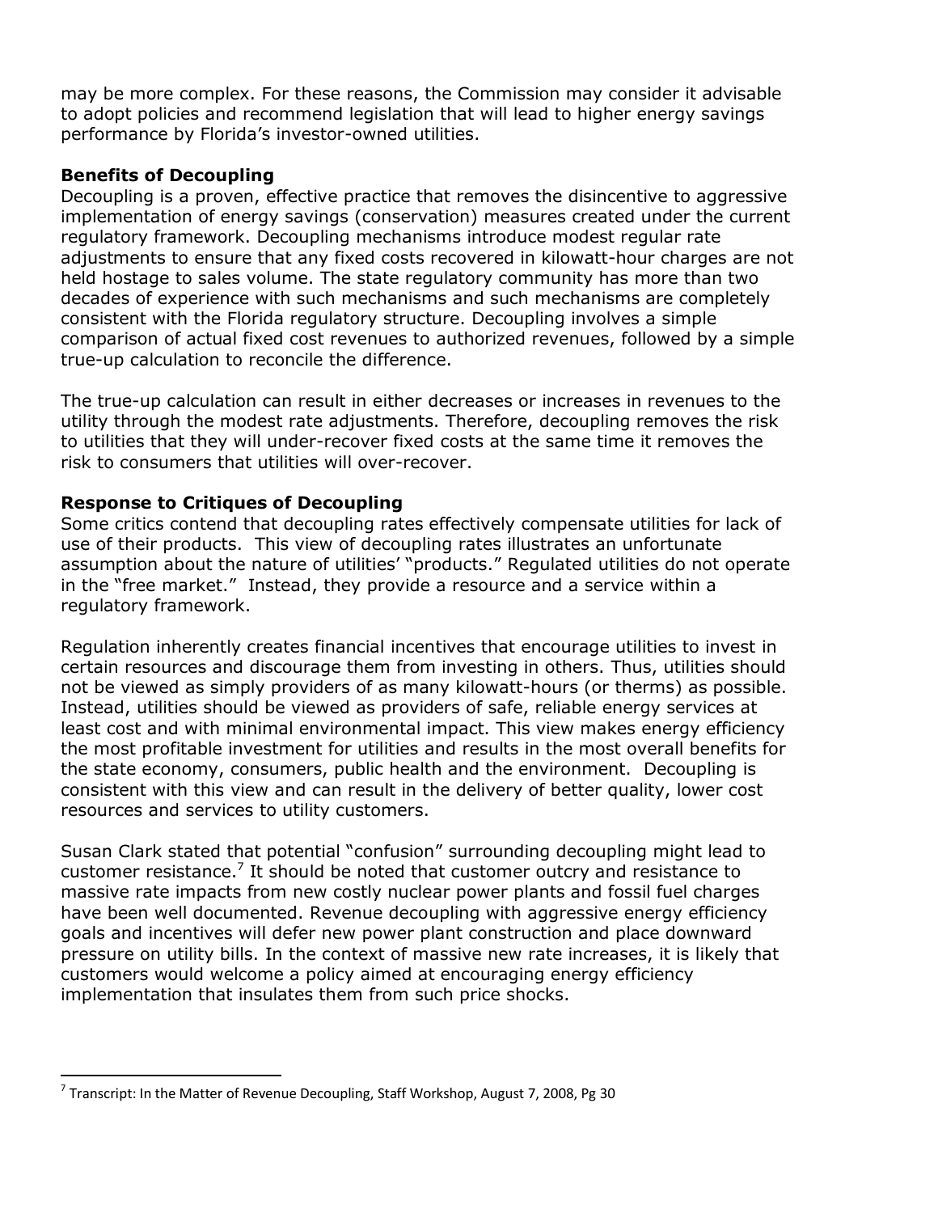may be more complex. For these reasons, the Commission may consider it advisable to adopt policies and recommend legislation that will lead to higher energy savings performance by Florida's investor-owned utilities.

**Benefits of Decoupling**

Decoupling is a proven, effective practice that removes the disincentive to aggressive implementation of energy savings (conservation) measures created under the current regulatory framework. Decoupling mechanisms introduce modest regular rate adjustments to ensure that any fixed costs recovered in kilowatt-hour charges are not held hostage to sales volume. The state regulatory community has more than two decades of experience with such mechanisms and such mechanisms are completely consistent with the Florida regulatory structure. Decoupling involves a simple comparison of actual fixed cost revenues to authorized revenues, followed by a simple true-up calculation to reconcile the difference.

The true-up calculation can result in either decreases or increases in revenues to the utility through the modest rate adjustments. Therefore, decoupling removes the risk to utilities that they will under-recover fixed costs at the same time it removes the risk to consumers that utilities will over-recover.

**Response to Critiques of Decoupling**

Some critics contend that decoupling rates effectively compensate utilities for lack of use of their products. This view of decoupling rates illustrates an unfortunate assumption about the nature of utilities' "products." Regulated utilities do not operate in the "free market." Instead, they provide a resource and a service within a regulatory framework.

Regulation inherently creates financial incentives that encourage utilities to invest in certain resources and discourage them from investing in others. Thus, utilities should not be viewed as simply providers of as many kilowatt-hours (or therms) as possible. Instead, utilities should be viewed as providers of safe, reliable energy services at least cost and with minimal environmental impact. This view makes energy efficiency the most profitable investment for utilities and results in the most overall benefits for the state economy, consumers, public health and the environment. Decoupling is consistent with this view and can result in the delivery of better quality, lower cost resources and services to utility customers.

Susan Clark stated that potential "confusion" surrounding decoupling might lead to customer resistance.[7] It should be noted that customer outcry and resistance to massive rate impacts from new costly nuclear power plants and fossil fuel charges have been well documented. Revenue decoupling with aggressive energy efficiency goals and incentives will defer new power plant construction and place downward pressure on utility bills. In the context of massive new rate increases, it is likely that customers would welcome a policy aimed at encouraging energy efficiency implementation that insulates them from such price shocks.

---

[7] Transcript: In the Matter of Revenue Decoupling, Staff Workshop, August 7, 2008, Pg 30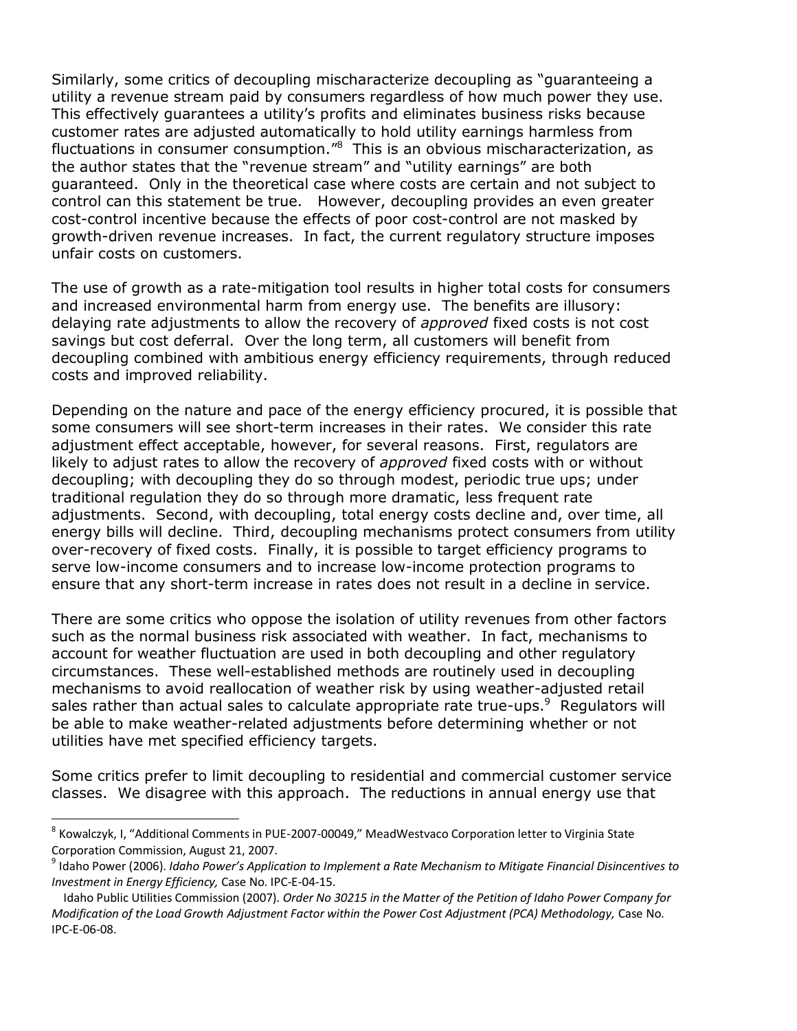Similarly, some critics of decoupling mischaracterize decoupling as "guaranteeing a utility a revenue stream paid by consumers regardless of how much power they use. This effectively guarantees a utility's profits and eliminates business risks because customer rates are adjusted automatically to hold utility earnings harmless from fluctuations in consumer consumption."[8] This is an obvious mischaracterization, as the author states that the "revenue stream" and "utility earnings" are both guaranteed. Only in the theoretical case where costs are certain and not subject to control can this statement be true. However, decoupling provides an even greater cost-control incentive because the effects of poor cost-control are not masked by growth-driven revenue increases. In fact, the current regulatory structure imposes unfair costs on customers.

The use of growth as a rate-mitigation tool results in higher total costs for consumers and increased environmental harm from energy use. The benefits are illusory: delaying rate adjustments to allow the recovery of *approved* fixed costs is not cost savings but cost deferral. Over the long term, all customers will benefit from decoupling combined with ambitious energy efficiency requirements, through reduced costs and improved reliability.

Depending on the nature and pace of the energy efficiency procured, it is possible that some consumers will see short-term increases in their rates. We consider this rate adjustment effect acceptable, however, for several reasons. First, regulators are likely to adjust rates to allow the recovery of *approved* fixed costs with or without decoupling; with decoupling they do so through modest, periodic true ups; under traditional regulation they do so through more dramatic, less frequent rate adjustments. Second, with decoupling, total energy costs decline and, over time, all energy bills will decline. Third, decoupling mechanisms protect consumers from utility over-recovery of fixed costs. Finally, it is possible to target efficiency programs to serve low-income consumers and to increase low-income protection programs to ensure that any short-term increase in rates does not result in a decline in service.

There are some critics who oppose the isolation of utility revenues from other factors such as the normal business risk associated with weather. In fact, mechanisms to account for weather fluctuation are used in both decoupling and other regulatory circumstances. These well-established methods are routinely used in decoupling mechanisms to avoid reallocation of weather risk by using weather-adjusted retail sales rather than actual sales to calculate appropriate rate true-ups.[9] Regulators will be able to make weather-related adjustments before determining whether or not utilities have met specified efficiency targets.

Some critics prefer to limit decoupling to residential and commercial customer service classes. We disagree with this approach. The reductions in annual energy use that

---

[8] Kowalczyk, I, "Additional Comments in PUE-2007-00049," MeadWestvaco Corporation letter to Virginia State Corporation Commission, August 21, 2007.

[9] Idaho Power (2006). *Idaho Power's Application to Implement a Rate Mechanism to Mitigate Financial Disincentives to Investment in Energy Efficiency,* Case No. IPC-E-04-15.

Idaho Public Utilities Commission (2007). *Order No 30215 in the Matter of the Petition of Idaho Power Company for Modification of the Load Growth Adjustment Factor within the Power Cost Adjustment (PCA) Methodology,* Case No. IPC-E-06-08.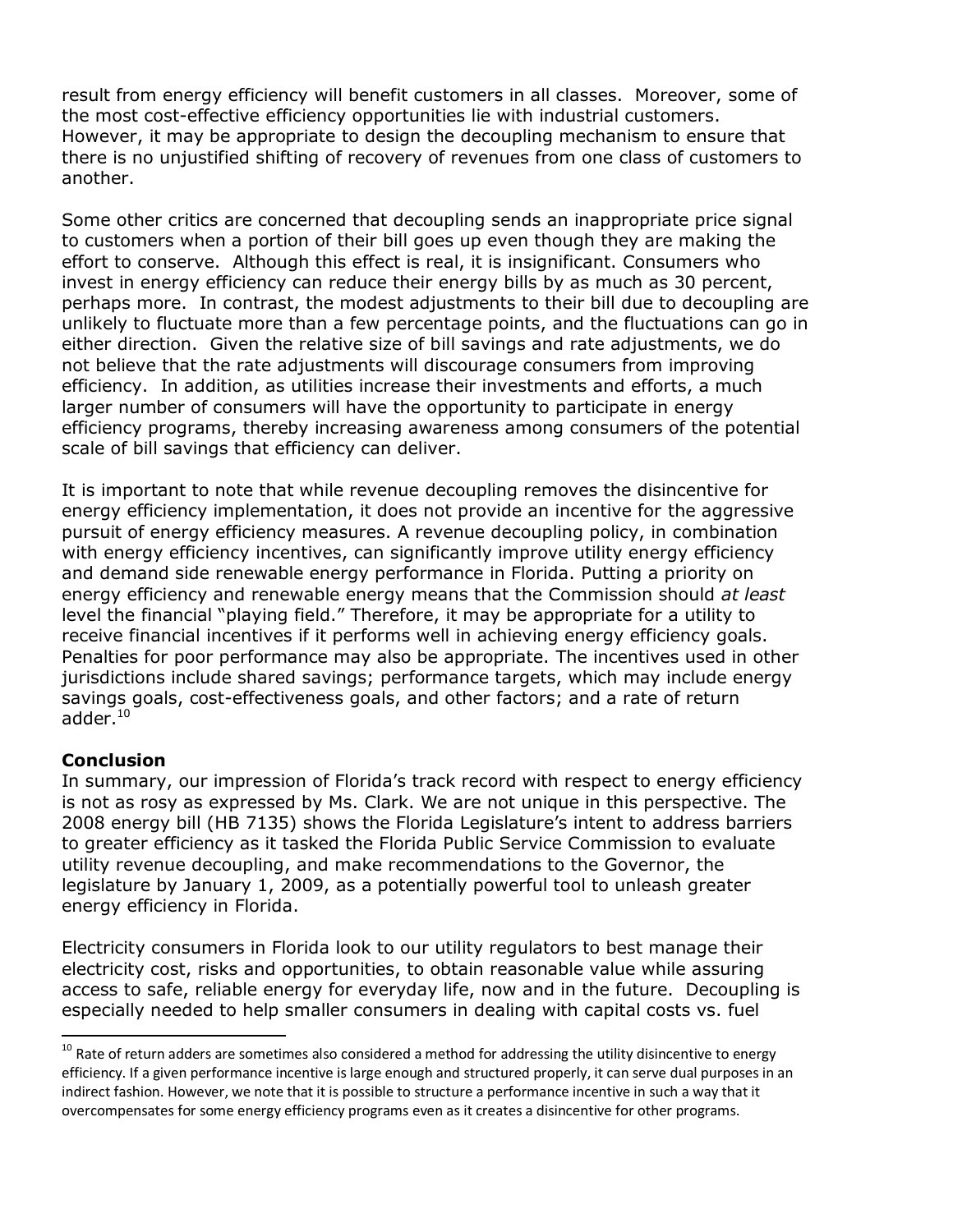result from energy efficiency will benefit customers in all classes. Moreover, some of the most cost-effective efficiency opportunities lie with industrial customers. However, it may be appropriate to design the decoupling mechanism to ensure that there is no unjustified shifting of recovery of revenues from one class of customers to another.

Some other critics are concerned that decoupling sends an inappropriate price signal to customers when a portion of their bill goes up even though they are making the effort to conserve. Although this effect is real, it is insignificant. Consumers who invest in energy efficiency can reduce their energy bills by as much as 30 percent, perhaps more. In contrast, the modest adjustments to their bill due to decoupling are unlikely to fluctuate more than a few percentage points, and the fluctuations can go in either direction. Given the relative size of bill savings and rate adjustments, we do not believe that the rate adjustments will discourage consumers from improving efficiency. In addition, as utilities increase their investments and efforts, a much larger number of consumers will have the opportunity to participate in energy efficiency programs, thereby increasing awareness among consumers of the potential scale of bill savings that efficiency can deliver.

It is important to note that while revenue decoupling removes the disincentive for energy efficiency implementation, it does not provide an incentive for the aggressive pursuit of energy efficiency measures. A revenue decoupling policy, in combination with energy efficiency incentives, can significantly improve utility energy efficiency and demand side renewable energy performance in Florida. Putting a priority on energy efficiency and renewable energy means that the Commission should *at least* level the financial "playing field." Therefore, it may be appropriate for a utility to receive financial incentives if it performs well in achieving energy efficiency goals. Penalties for poor performance may also be appropriate. The incentives used in other jurisdictions include shared savings; performance targets, which may include energy savings goals, cost-effectiveness goals, and other factors; and a rate of return adder.[10]

**Conclusion**

In summary, our impression of Florida's track record with respect to energy efficiency is not as rosy as expressed by Ms. Clark. We are not unique in this perspective. The 2008 energy bill (HB 7135) shows the Florida Legislature's intent to address barriers to greater efficiency as it tasked the Florida Public Service Commission to evaluate utility revenue decoupling, and make recommendations to the Governor, the legislature by January 1, 2009, as a potentially powerful tool to unleash greater energy efficiency in Florida.

Electricity consumers in Florida look to our utility regulators to best manage their electricity cost, risks and opportunities, to obtain reasonable value while assuring access to safe, reliable energy for everyday life, now and in the future. Decoupling is especially needed to help smaller consumers in dealing with capital costs vs. fuel

[10] Rate of return adders are sometimes also considered a method for addressing the utility disincentive to energy efficiency. If a given performance incentive is large enough and structured properly, it can serve dual purposes in an indirect fashion. However, we note that it is possible to structure a performance incentive in such a way that it overcompensates for some energy efficiency programs even as it creates a disincentive for other programs.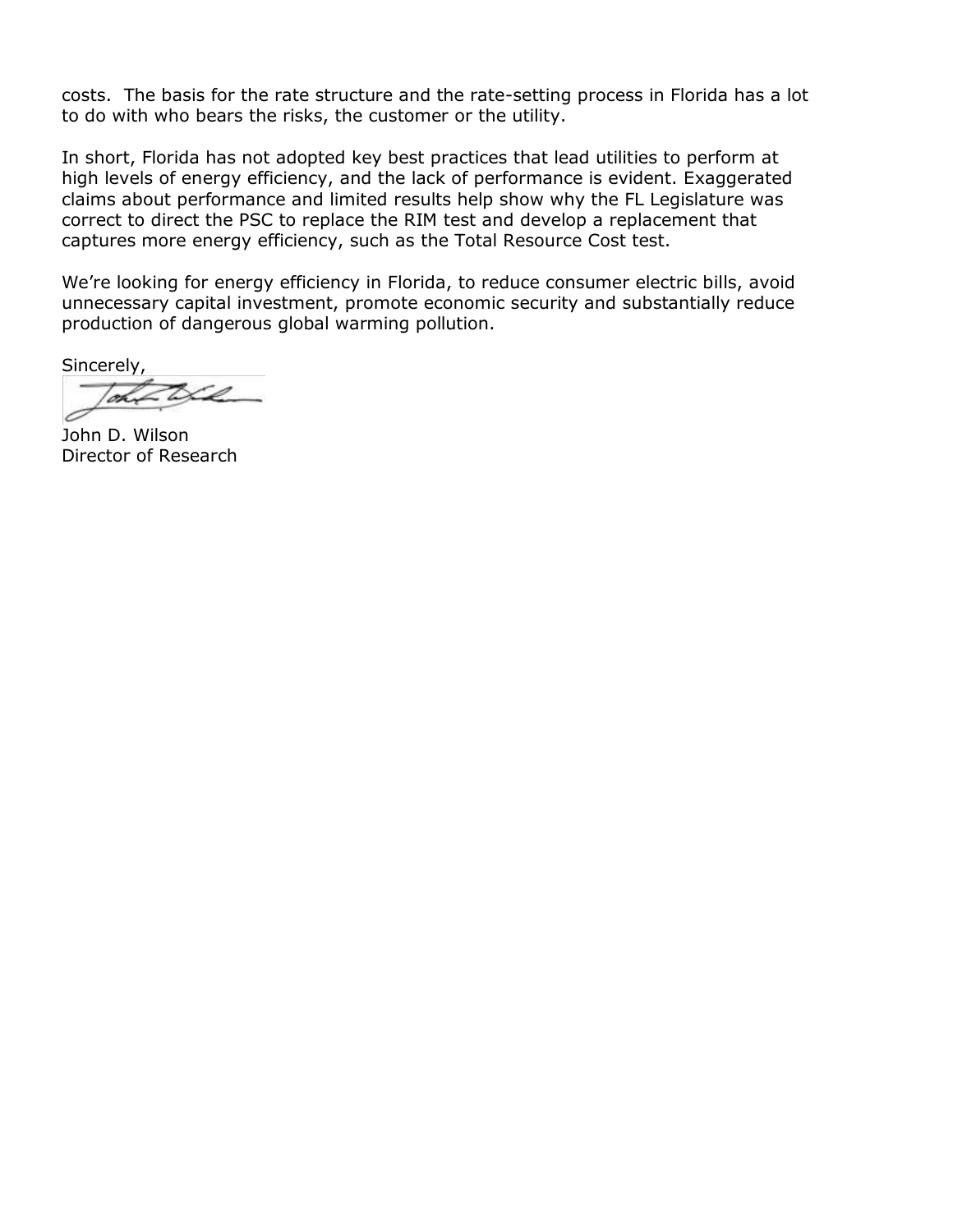costs. The basis for the rate structure and the rate-setting process in Florida has a lot to do with who bears the risks, the customer or the utility.

In short, Florida has not adopted key best practices that lead utilities to perform at high levels of energy efficiency, and the lack of performance is evident. Exaggerated claims about performance and limited results help show why the FL Legislature was correct to direct the PSC to replace the RIM test and develop a replacement that captures more energy efficiency, such as the Total Resource Cost test.

We're looking for energy efficiency in Florida, to reduce consumer electric bills, avoid unnecessary capital investment, promote economic security and substantially reduce production of dangerous global warming pollution.

Sincerely,

John D. Wilson
Director of Research